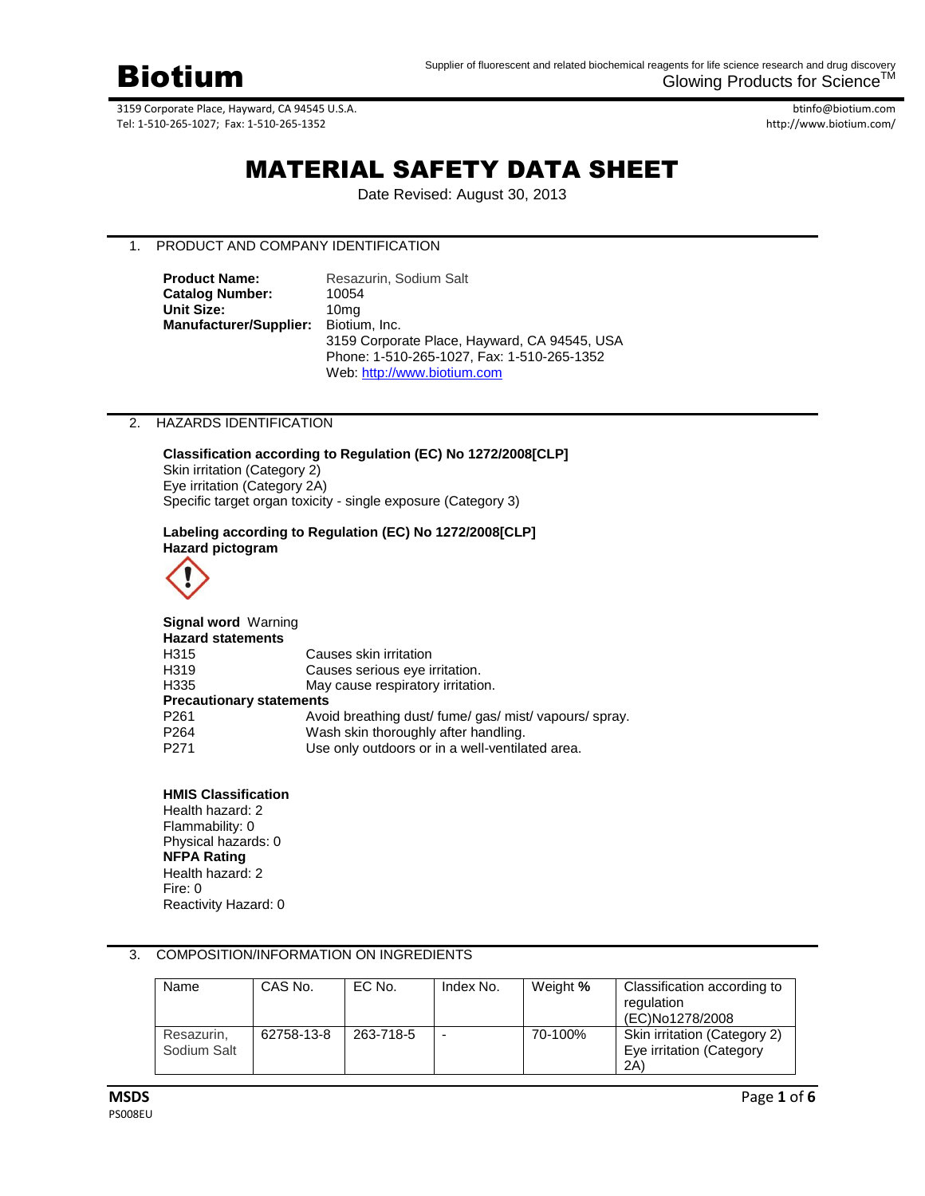# Biotium

Supplier of fluorescent and related biochemical reagents for life science research and drug discovery
Glowing Products for Science™

3159 Corporate Place, Hayward, CA 94545 U.S.A.
Tel: 1-510-265-1027; Fax: 1-510-265-1352

btinfo@biotium.com
http://www.biotium.com/

# MATERIAL SAFETY DATA SHEET

Date Revised: August 30, 2013

## 1. PRODUCT AND COMPANY IDENTIFICATION

**Product Name:** Resazurin, Sodium Salt
**Catalog Number:** 10054
**Unit Size:** 10mg
**Manufacturer/Supplier:** Biotium, Inc.
3159 Corporate Place, Hayward, CA 94545, USA
Phone: 1-510-265-1027, Fax: 1-510-265-1352
Web: http://www.biotium.com

## 2. HAZARDS IDENTIFICATION

**Classification according to Regulation (EC) No 1272/2008[CLP]**
Skin irritation (Category 2)
Eye irritation (Category 2A)
Specific target organ toxicity - single exposure (Category 3)

**Labeling according to Regulation (EC) No 1272/2008[CLP]**
**Hazard pictogram**

**Signal word** Warning
**Hazard statements**

| | |
|---|---|
| H315 | Causes skin irritation |
| H319 | Causes serious eye irritation. |
| H335 | May cause respiratory irritation. |

**Precautionary statements**

| | |
|---|---|
| P261 | Avoid breathing dust/ fume/ gas/ mist/ vapours/ spray. |
| P264 | Wash skin thoroughly after handling. |
| P271 | Use only outdoors or in a well-ventilated area. |

**HMIS Classification**
Health hazard: 2
Flammability: 0
Physical hazards: 0
**NFPA Rating**
Health hazard: 2
Fire: 0
Reactivity Hazard: 0

## 3. COMPOSITION/INFORMATION ON INGREDIENTS

| Name | CAS No. | EC No. | Index No. | Weight **%** | Classification according to regulation (EC)No1278/2008 |
|---|---|---|---|---|---|
| Resazurin, Sodium Salt | 62758-13-8 | 263-718-5 | - | 70-100% | Skin irritation (Category 2) Eye irritation (Category 2A) |

**MSDS**
PS008EU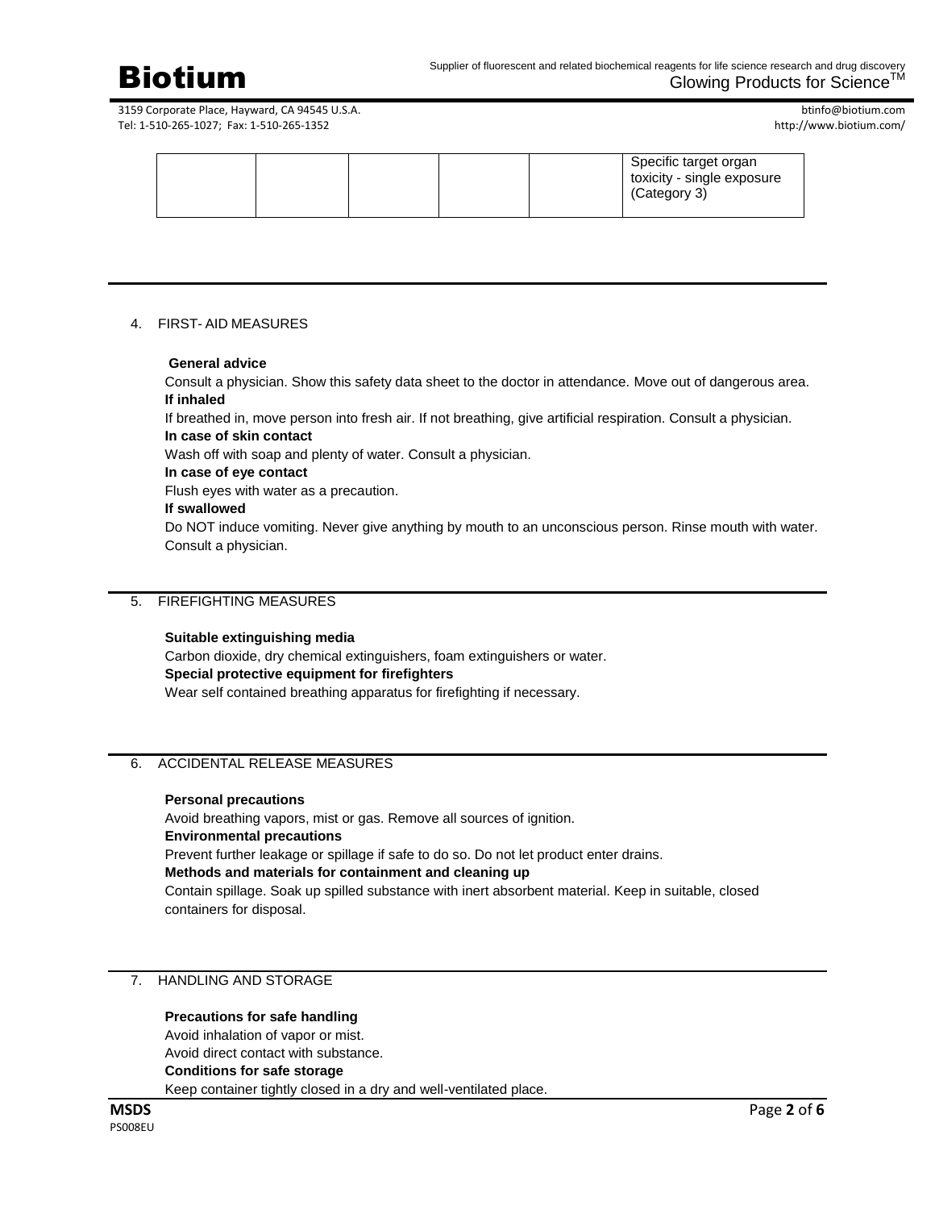| | | | | | Specific target organ toxicity - single exposure (Category 3) |
|---|---|---|---|---|---|

## 4. FIRST- AID MEASURES

**General advice**

Consult a physician. Show this safety data sheet to the doctor in attendance. Move out of dangerous area.

**If inhaled**

If breathed in, move person into fresh air. If not breathing, give artificial respiration. Consult a physician.

**In case of skin contact**

Wash off with soap and plenty of water. Consult a physician.

**In case of eye contact**

Flush eyes with water as a precaution.

**If swallowed**

Do NOT induce vomiting. Never give anything by mouth to an unconscious person. Rinse mouth with water. Consult a physician.

## 5. FIREFIGHTING MEASURES

**Suitable extinguishing media**

Carbon dioxide, dry chemical extinguishers, foam extinguishers or water.

**Special protective equipment for firefighters**

Wear self contained breathing apparatus for firefighting if necessary.

## 6. ACCIDENTAL RELEASE MEASURES

**Personal precautions**

Avoid breathing vapors, mist or gas. Remove all sources of ignition.

**Environmental precautions**

Prevent further leakage or spillage if safe to do so. Do not let product enter drains.

**Methods and materials for containment and cleaning up**

Contain spillage. Soak up spilled substance with inert absorbent material. Keep in suitable, closed containers for disposal.

## 7. HANDLING AND STORAGE

**Precautions for safe handling**

Avoid inhalation of vapor or mist.
Avoid direct contact with substance.

**Conditions for safe storage**

Keep container tightly closed in a dry and well-ventilated place.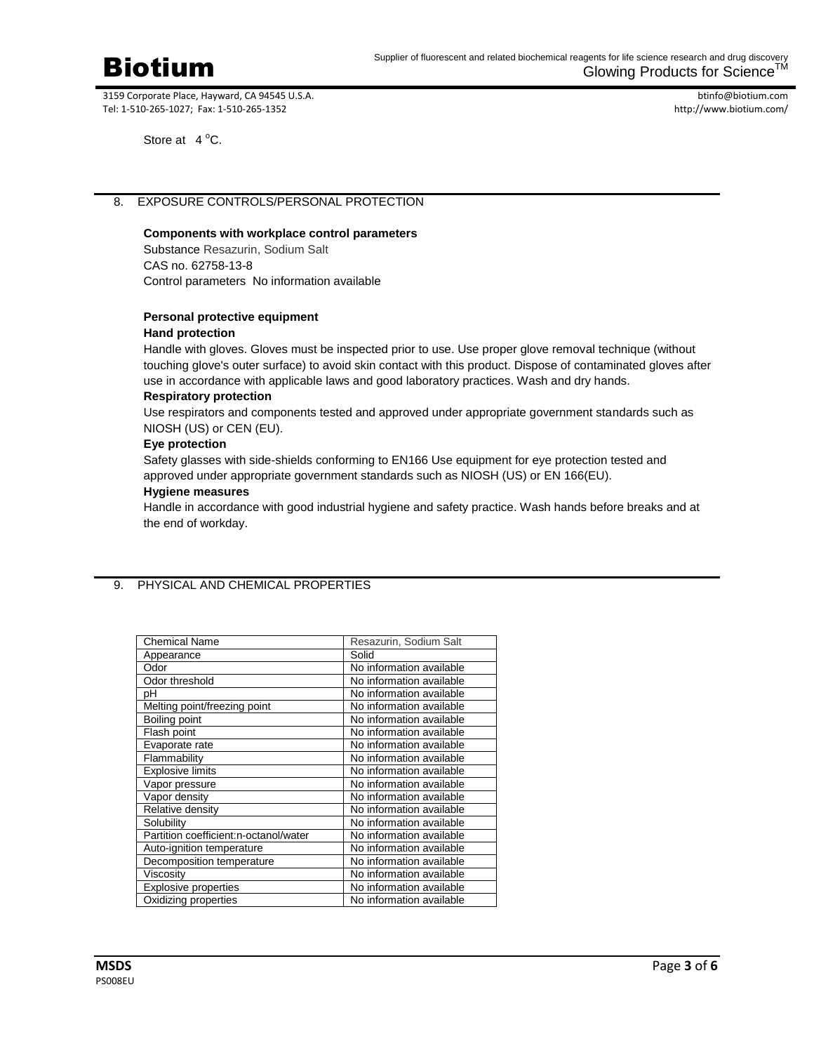Store at 4 °C.

## 8. EXPOSURE CONTROLS/PERSONAL PROTECTION

**Components with workplace control parameters**

Substance Resazurin, Sodium Salt
CAS no. 62758-13-8
Control parameters No information available

**Personal protective equipment**

**Hand protection**

Handle with gloves. Gloves must be inspected prior to use. Use proper glove removal technique (without touching glove's outer surface) to avoid skin contact with this product. Dispose of contaminated gloves after use in accordance with applicable laws and good laboratory practices. Wash and dry hands.

**Respiratory protection**

Use respirators and components tested and approved under appropriate government standards such as NIOSH (US) or CEN (EU).

**Eye protection**

Safety glasses with side-shields conforming to EN166 Use equipment for eye protection tested and approved under appropriate government standards such as NIOSH (US) or EN 166(EU).

**Hygiene measures**

Handle in accordance with good industrial hygiene and safety practice. Wash hands before breaks and at the end of workday.

## 9. PHYSICAL AND CHEMICAL PROPERTIES

| Chemical Name | Resazurin, Sodium Salt |
| --- | --- |
| Appearance | Solid |
| Odor | No information available |
| Odor threshold | No information available |
| pH | No information available |
| Melting point/freezing point | No information available |
| Boiling point | No information available |
| Flash point | No information available |
| Evaporate rate | No information available |
| Flammability | No information available |
| Explosive limits | No information available |
| Vapor pressure | No information available |
| Vapor density | No information available |
| Relative density | No information available |
| Solubility | No information available |
| Partition coefficient:n-octanol/water | No information available |
| Auto-ignition temperature | No information available |
| Decomposition temperature | No information available |
| Viscosity | No information available |
| Explosive properties | No information available |
| Oxidizing properties | No information available |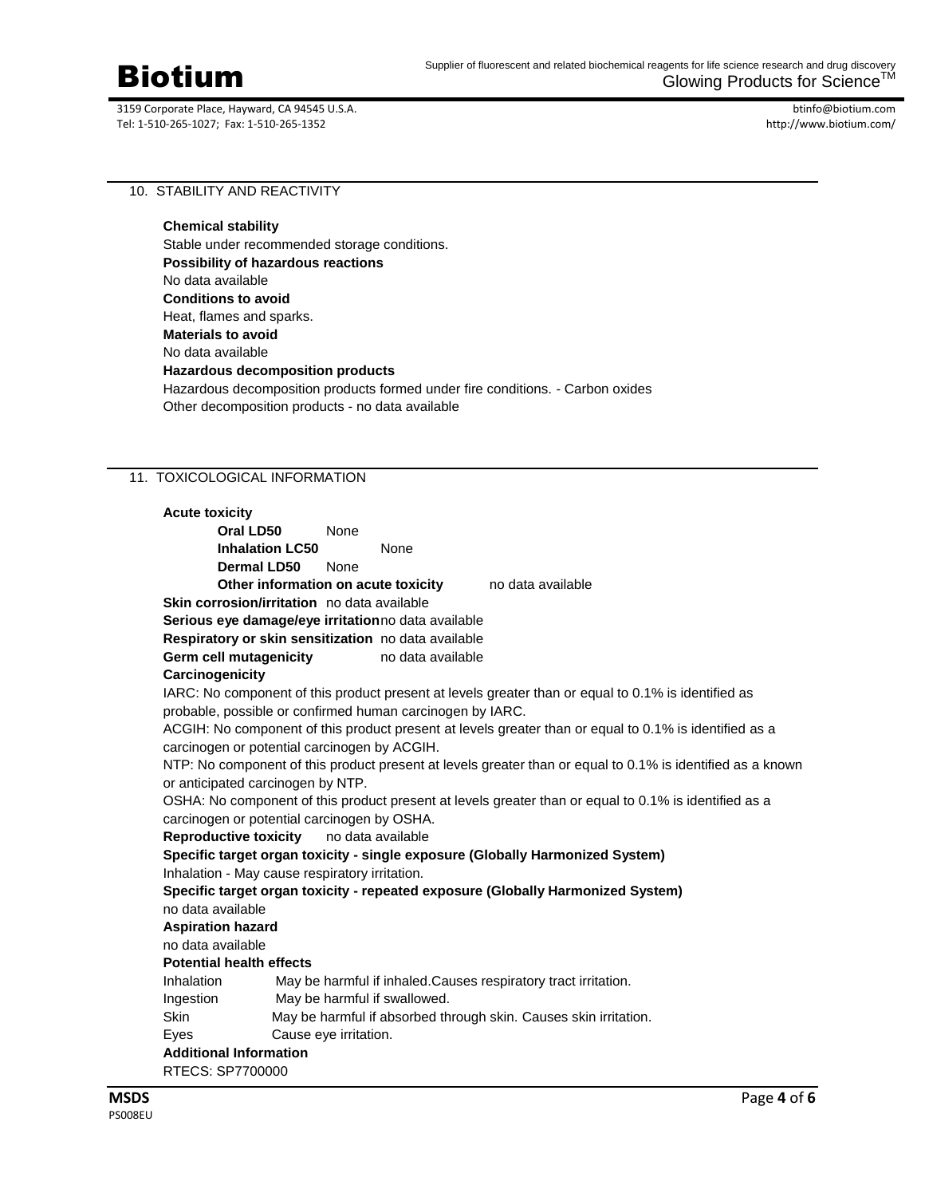## 10. STABILITY AND REACTIVITY

**Chemical stability**
Stable under recommended storage conditions.
**Possibility of hazardous reactions**
No data available
**Conditions to avoid**
Heat, flames and sparks.
**Materials to avoid**
No data available
**Hazardous decomposition products**
Hazardous decomposition products formed under fire conditions. - Carbon oxides
Other decomposition products - no data available

## 11. TOXICOLOGICAL INFORMATION

**Acute toxicity**

**Oral LD50** None
**Inhalation LC50** None
**Dermal LD50** None
**Other information on acute toxicity** no data available

**Skin corrosion/irritation** no data available
**Serious eye damage/eye irritation** no data available
**Respiratory or skin sensitization** no data available
**Germ cell mutagenicity** no data available
**Carcinogenicity**
IARC: No component of this product present at levels greater than or equal to 0.1% is identified as probable, possible or confirmed human carcinogen by IARC.
ACGIH: No component of this product present at levels greater than or equal to 0.1% is identified as a carcinogen or potential carcinogen by ACGIH.
NTP: No component of this product present at levels greater than or equal to 0.1% is identified as a known or anticipated carcinogen by NTP.
OSHA: No component of this product present at levels greater than or equal to 0.1% is identified as a carcinogen or potential carcinogen by OSHA.
**Reproductive toxicity** no data available
**Specific target organ toxicity - single exposure (Globally Harmonized System)**
Inhalation - May cause respiratory irritation.
**Specific target organ toxicity - repeated exposure (Globally Harmonized System)**
no data available
**Aspiration hazard**
no data available
**Potential health effects**

| | |
|---|---|
| Inhalation | May be harmful if inhaled.Causes respiratory tract irritation. |
| Ingestion | May be harmful if swallowed. |
| Skin | May be harmful if absorbed through skin. Causes skin irritation. |
| Eyes | Cause eye irritation. |

**Additional Information**
RTECS: SP7700000

**MSDS**
PS008EU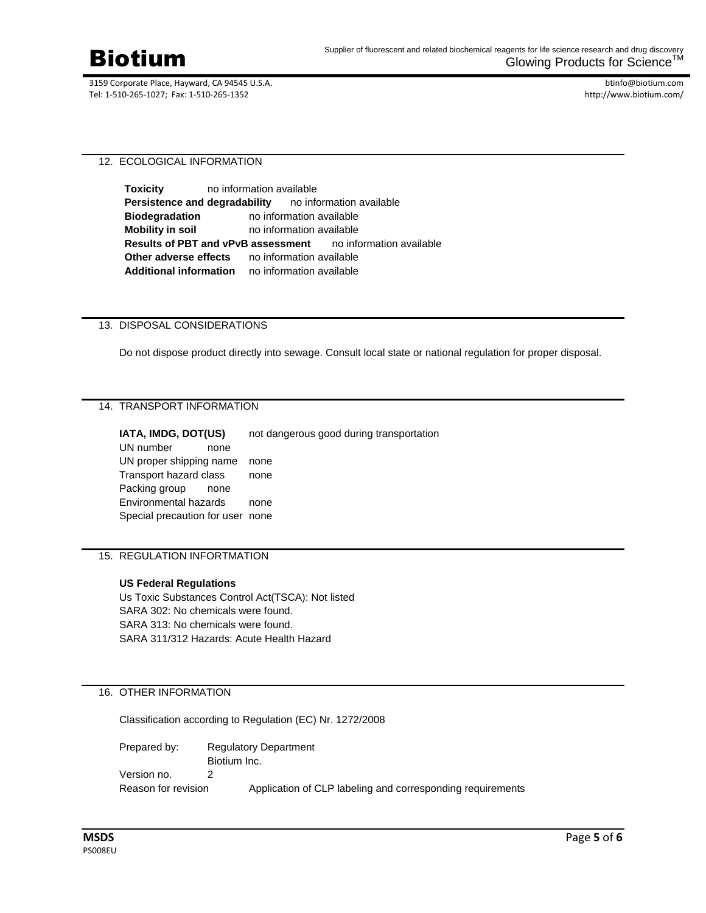## 12. ECOLOGICAL INFORMATION

**Toxicity** no information available
**Persistence and degradability** no information available
**Biodegradation** no information available
**Mobility in soil** no information available
**Results of PBT and vPvB assessment** no information available
**Other adverse effects** no information available
**Additional information** no information available

## 13. DISPOSAL CONSIDERATIONS

Do not dispose product directly into sewage. Consult local state or national regulation for proper disposal.

## 14. TRANSPORT INFORMATION

**IATA, IMDG, DOT(US)** not dangerous good during transportation
UN number none
UN proper shipping name none
Transport hazard class none
Packing group none
Environmental hazards none
Special precaution for user none

## 15. REGULATION INFORTMATION

**US Federal Regulations**
Us Toxic Substances Control Act(TSCA): Not listed
SARA 302: No chemicals were found.
SARA 313: No chemicals were found.
SARA 311/312 Hazards: Acute Health Hazard

## 16. OTHER INFORMATION

Classification according to Regulation (EC) Nr. 1272/2008

Prepared by: Regulatory Department
Biotium Inc.
Version no. 2
Reason for revision Application of CLP labeling and corresponding requirements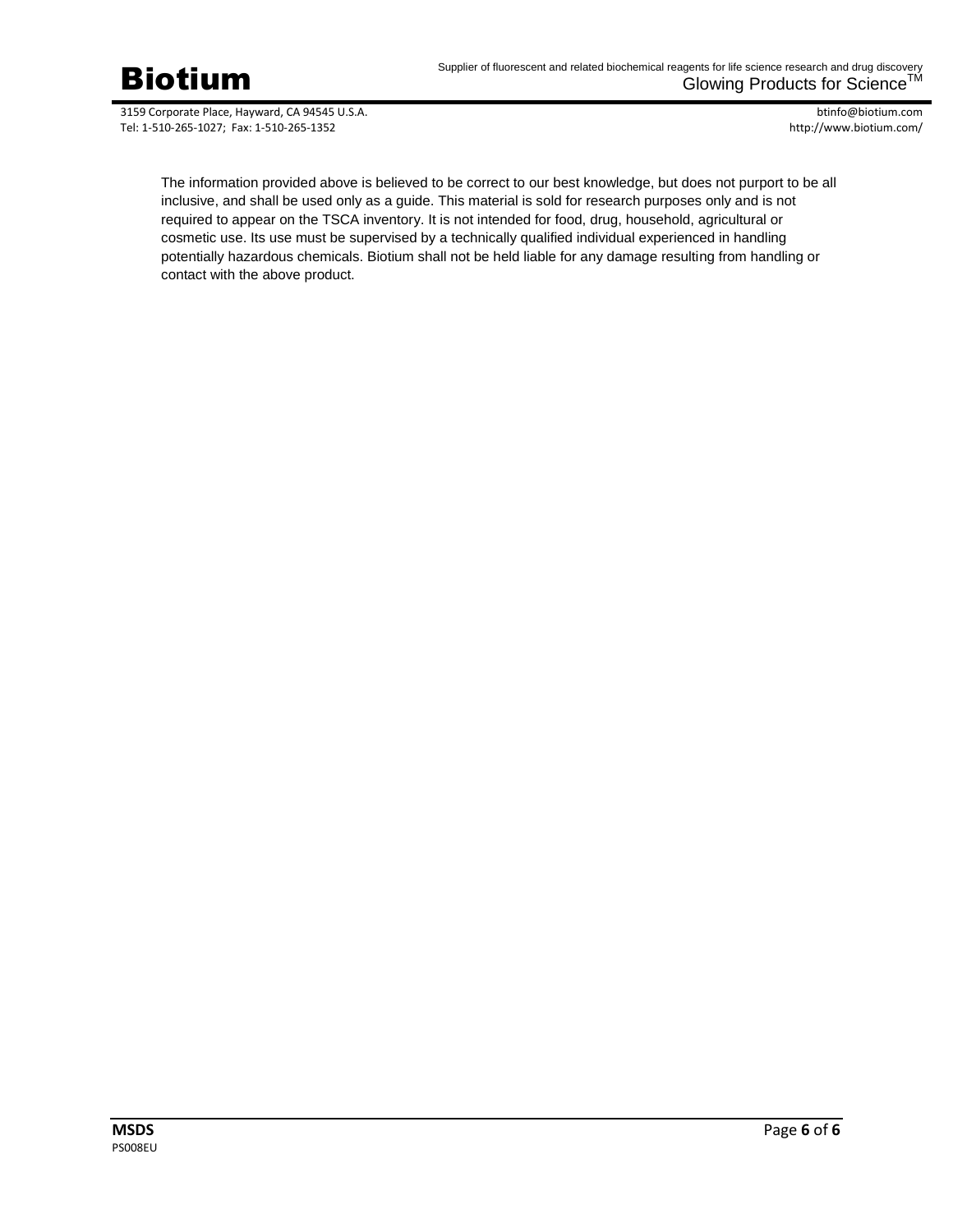The information provided above is believed to be correct to our best knowledge, but does not purport to be all inclusive, and shall be used only as a guide. This material is sold for research purposes only and is not required to appear on the TSCA inventory. It is not intended for food, drug, household, agricultural or cosmetic use. Its use must be supervised by a technically qualified individual experienced in handling potentially hazardous chemicals. Biotium shall not be held liable for any damage resulting from handling or contact with the above product.